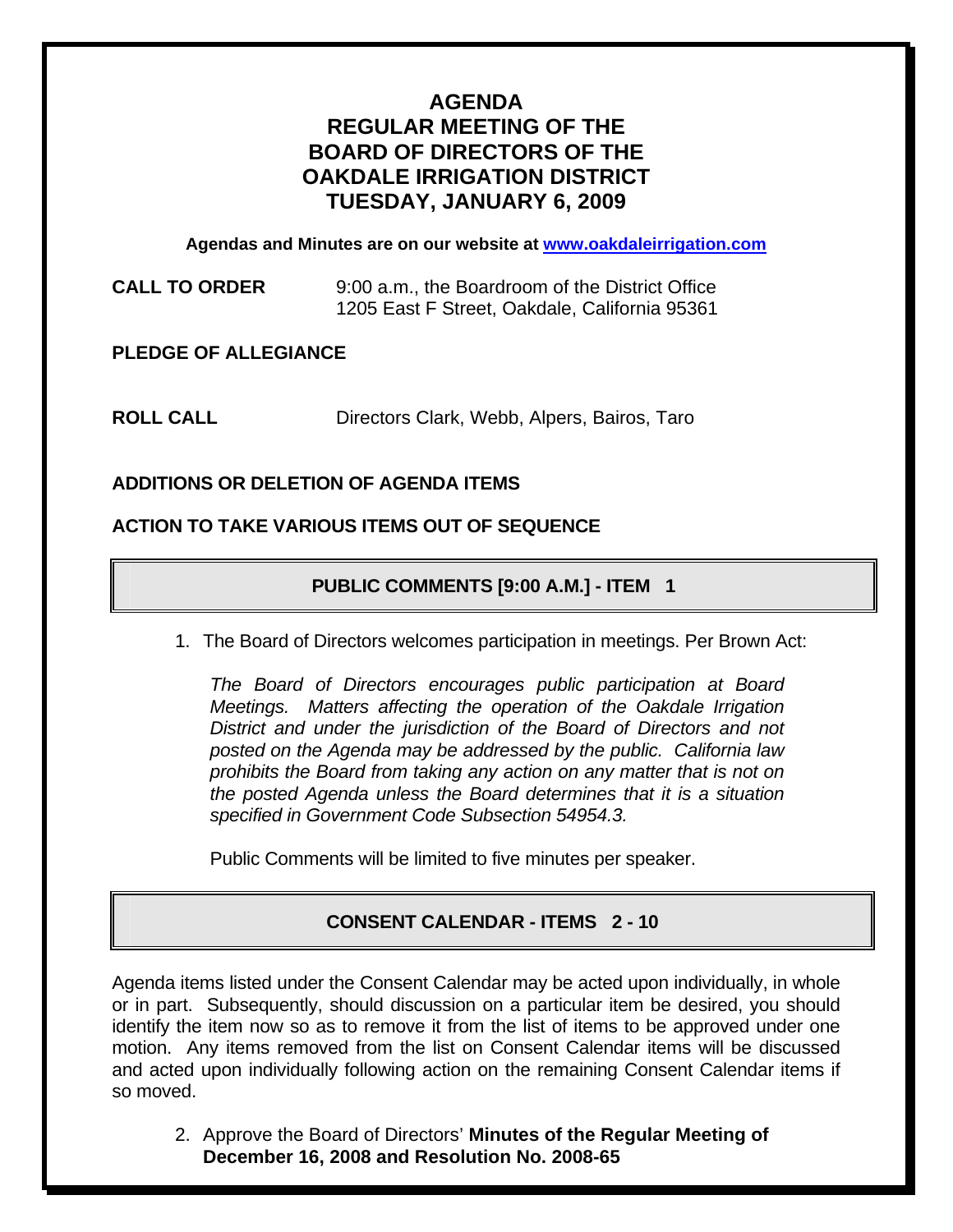# AGENDA
# REGULAR MEETING OF THE BOARD OF DIRECTORS OF THE OAKDALE IRRIGATION DISTRICT
# TUESDAY, JANUARY 6, 2009

**Agendas and Minutes are on our website at [www.oakdaleirrigation.com](http://www.oakdaleirrigation.com)**

**CALL TO ORDER** 9:00 a.m., the Boardroom of the District Office
1205 East F Street, Oakdale, California 95361

**PLEDGE OF ALLEGIANCE**

**ROLL CALL** Directors Clark, Webb, Alpers, Bairos, Taro

**ADDITIONS OR DELETION OF AGENDA ITEMS**

**ACTION TO TAKE VARIOUS ITEMS OUT OF SEQUENCE**

## PUBLIC COMMENTS [9:00 A.M.] - ITEM 1

1. The Board of Directors welcomes participation in meetings. Per Brown Act:

   *The Board of Directors encourages public participation at Board Meetings. Matters affecting the operation of the Oakdale Irrigation District and under the jurisdiction of the Board of Directors and not posted on the Agenda may be addressed by the public. California law prohibits the Board from taking any action on any matter that is not on the posted Agenda unless the Board determines that it is a situation specified in Government Code Subsection 54954.3.*

   Public Comments will be limited to five minutes per speaker.

## CONSENT CALENDAR - ITEMS 2 - 10

Agenda items listed under the Consent Calendar may be acted upon individually, in whole or in part. Subsequently, should discussion on a particular item be desired, you should identify the item now so as to remove it from the list of items to be approved under one motion. Any items removed from the list on Consent Calendar items will be discussed and acted upon individually following action on the remaining Consent Calendar items if so moved.

2. Approve the Board of Directors' **Minutes of the Regular Meeting of December 16, 2008 and Resolution No. 2008-65**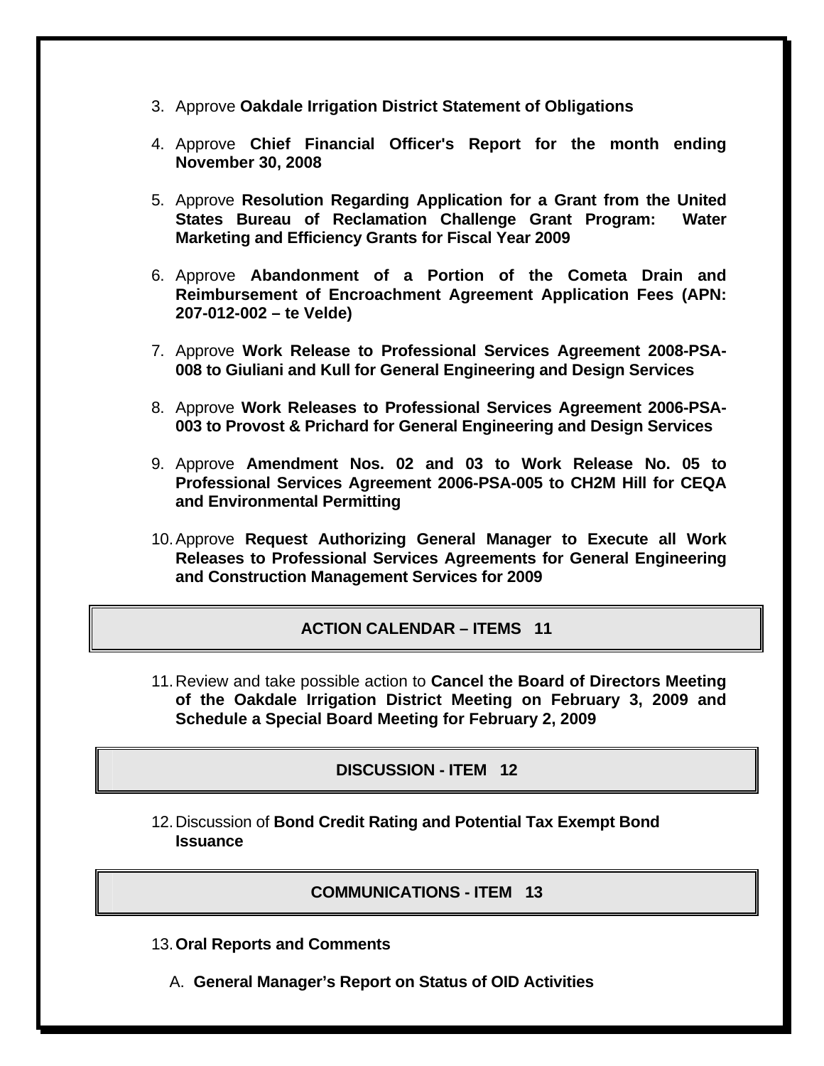3. Approve **Oakdale Irrigation District Statement of Obligations**

4. Approve **Chief Financial Officer's Report for the month ending November 30, 2008**

5. Approve **Resolution Regarding Application for a Grant from the United States Bureau of Reclamation Challenge Grant Program: Water Marketing and Efficiency Grants for Fiscal Year 2009**

6. Approve **Abandonment of a Portion of the Cometa Drain and Reimbursement of Encroachment Agreement Application Fees (APN: 207-012-002 – te Velde)**

7. Approve **Work Release to Professional Services Agreement 2008-PSA-008 to Giuliani and Kull for General Engineering and Design Services**

8. Approve **Work Releases to Professional Services Agreement 2006-PSA-003 to Provost & Prichard for General Engineering and Design Services**

9. Approve **Amendment Nos. 02 and 03 to Work Release No. 05 to Professional Services Agreement 2006-PSA-005 to CH2M Hill for CEQA and Environmental Permitting**

10. Approve **Request Authorizing General Manager to Execute all Work Releases to Professional Services Agreements for General Engineering and Construction Management Services for 2009**

## ACTION CALENDAR – ITEMS 11

11. Review and take possible action to **Cancel the Board of Directors Meeting of the Oakdale Irrigation District Meeting on February 3, 2009 and Schedule a Special Board Meeting for February 2, 2009**

## DISCUSSION - ITEM 12

12. Discussion of **Bond Credit Rating and Potential Tax Exempt Bond Issuance**

## COMMUNICATIONS - ITEM 13

13. **Oral Reports and Comments**

    A. **General Manager's Report on Status of OID Activities**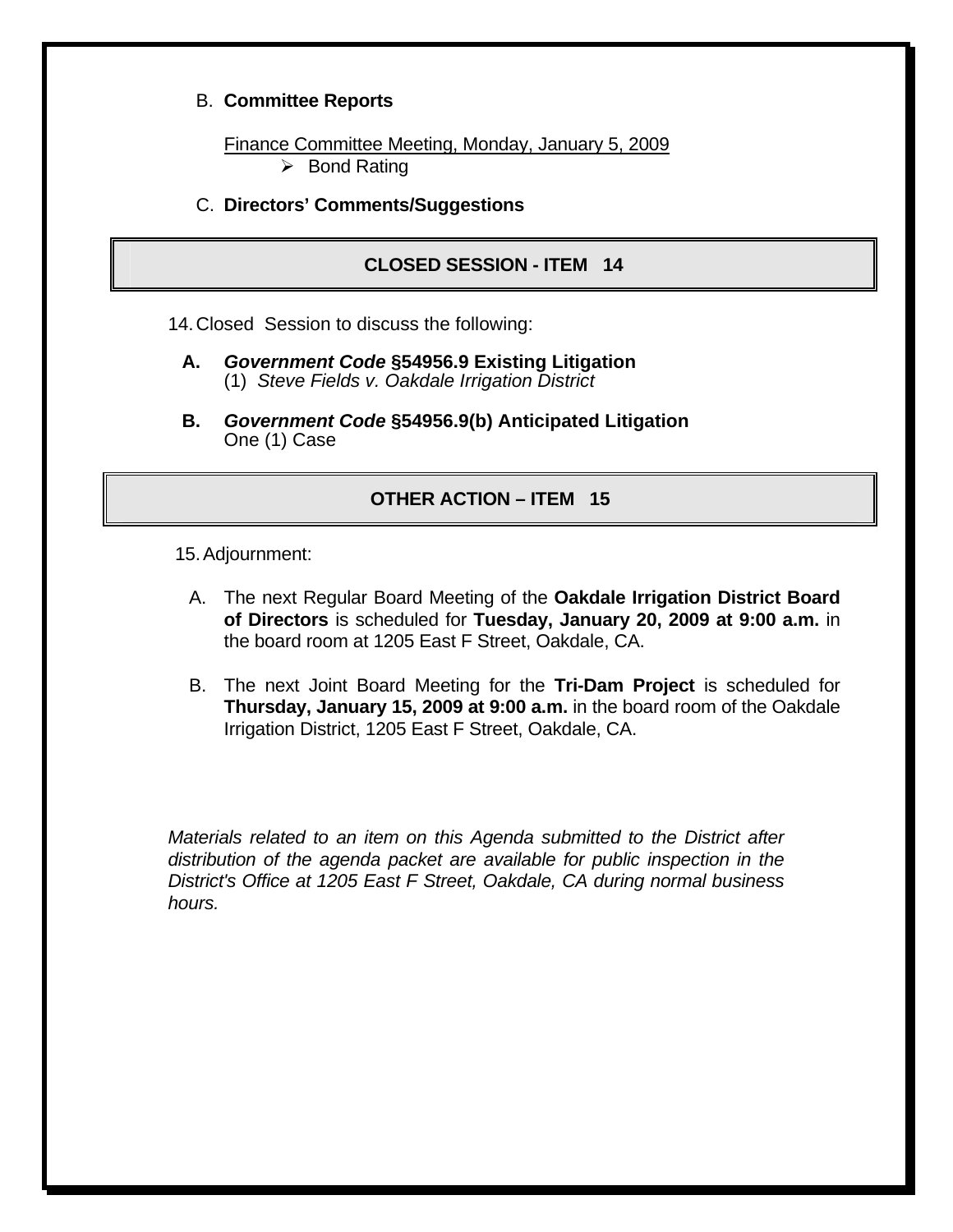B. **Committee Reports**

<u>Finance Committee Meeting, Monday, January 5, 2009</u>

- Bond Rating

C. **Directors' Comments/Suggestions**

## CLOSED SESSION - ITEM 14

14. Closed Session to discuss the following:

**A. *Government Code* §54956.9 Existing Litigation**
(1) *Steve Fields v. Oakdale Irrigation District*

**B. *Government Code* §54956.9(b) Anticipated Litigation**
One (1) Case

## OTHER ACTION – ITEM 15

15. Adjournment:

A. The next Regular Board Meeting of the **Oakdale Irrigation District Board of Directors** is scheduled for **Tuesday, January 20, 2009 at 9:00 a.m.** in the board room at 1205 East F Street, Oakdale, CA.

B. The next Joint Board Meeting for the **Tri-Dam Project** is scheduled for **Thursday, January 15, 2009 at 9:00 a.m.** in the board room of the Oakdale Irrigation District, 1205 East F Street, Oakdale, CA.

*Materials related to an item on this Agenda submitted to the District after distribution of the agenda packet are available for public inspection in the District's Office at 1205 East F Street, Oakdale, CA during normal business hours.*